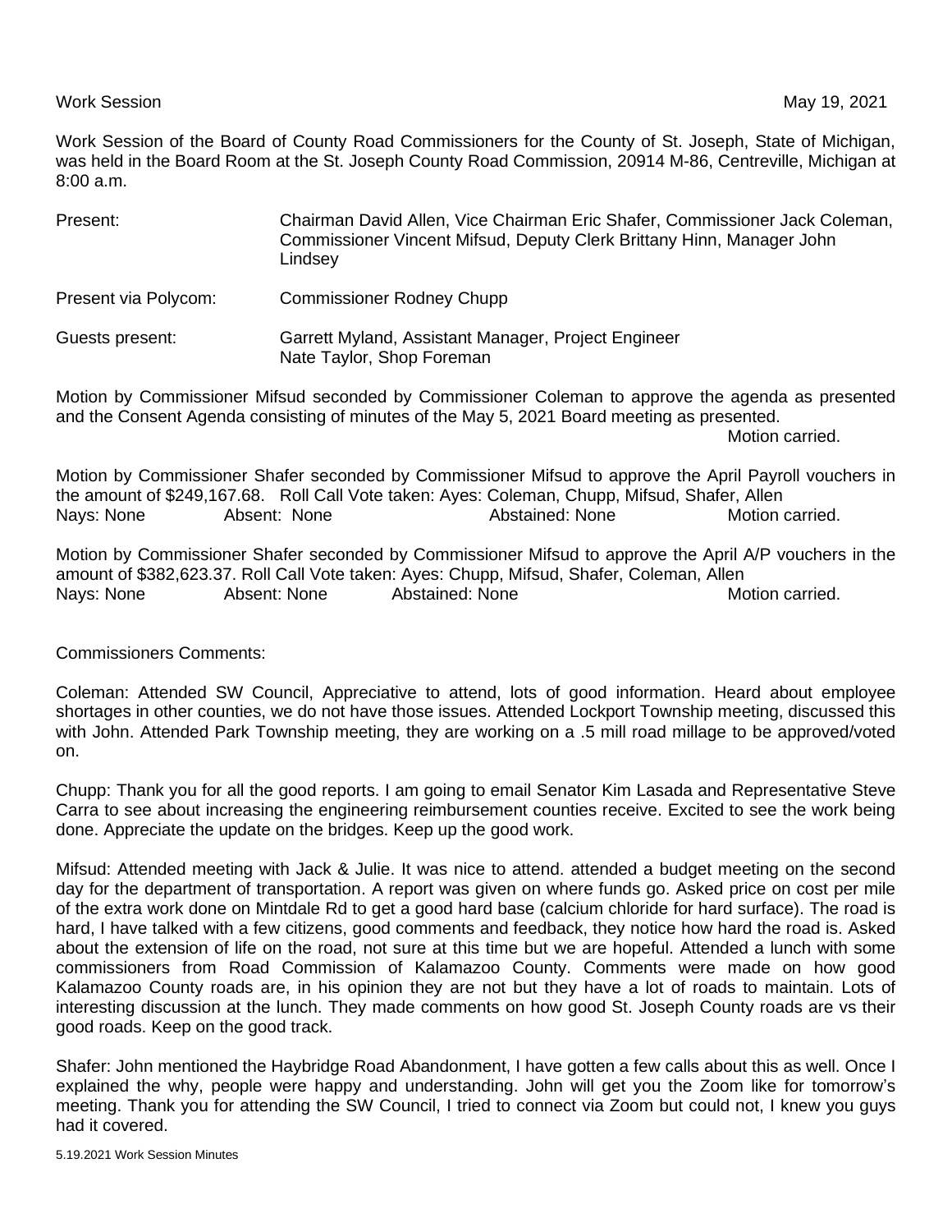Work Session May 19, 2021

Work Session of the Board of County Road Commissioners for the County of St. Joseph, State of Michigan, was held in the Board Room at the St. Joseph County Road Commission, 20914 M-86, Centreville, Michigan at 8:00 a.m.

| | |
|---|---|
| Present: | Chairman David Allen, Vice Chairman Eric Shafer, Commissioner Jack Coleman, Commissioner Vincent Mifsud, Deputy Clerk Brittany Hinn, Manager John Lindsey |
| Present via Polycom: | Commissioner Rodney Chupp |
| Guests present: | Garrett Myland, Assistant Manager, Project Engineer<br>Nate Taylor, Shop Foreman |

Motion by Commissioner Mifsud seconded by Commissioner Coleman to approve the agenda as presented and the Consent Agenda consisting of minutes of the May 5, 2021 Board meeting as presented.

Motion carried.

Motion by Commissioner Shafer seconded by Commissioner Mifsud to approve the April Payroll vouchers in the amount of $249,167.68. Roll Call Vote taken: Ayes: Coleman, Chupp, Mifsud, Shafer, Allen
Nays: None Absent: None Abstained: None Motion carried.

Motion by Commissioner Shafer seconded by Commissioner Mifsud to approve the April A/P vouchers in the amount of $382,623.37. Roll Call Vote taken: Ayes: Chupp, Mifsud, Shafer, Coleman, Allen
Nays: None Absent: None Abstained: None Motion carried.

Commissioners Comments:

Coleman: Attended SW Council, Appreciative to attend, lots of good information. Heard about employee shortages in other counties, we do not have those issues. Attended Lockport Township meeting, discussed this with John. Attended Park Township meeting, they are working on a .5 mill road millage to be approved/voted on.

Chupp: Thank you for all the good reports. I am going to email Senator Kim Lasada and Representative Steve Carra to see about increasing the engineering reimbursement counties receive. Excited to see the work being done. Appreciate the update on the bridges. Keep up the good work.

Mifsud: Attended meeting with Jack & Julie. It was nice to attend. attended a budget meeting on the second day for the department of transportation. A report was given on where funds go. Asked price on cost per mile of the extra work done on Mintdale Rd to get a good hard base (calcium chloride for hard surface). The road is hard, I have talked with a few citizens, good comments and feedback, they notice how hard the road is. Asked about the extension of life on the road, not sure at this time but we are hopeful. Attended a lunch with some commissioners from Road Commission of Kalamazoo County. Comments were made on how good Kalamazoo County roads are, in his opinion they are not but they have a lot of roads to maintain. Lots of interesting discussion at the lunch. They made comments on how good St. Joseph County roads are vs their good roads. Keep on the good track.

Shafer: John mentioned the Haybridge Road Abandonment, I have gotten a few calls about this as well. Once I explained the why, people were happy and understanding. John will get you the Zoom like for tomorrow's meeting. Thank you for attending the SW Council, I tried to connect via Zoom but could not, I knew you guys had it covered.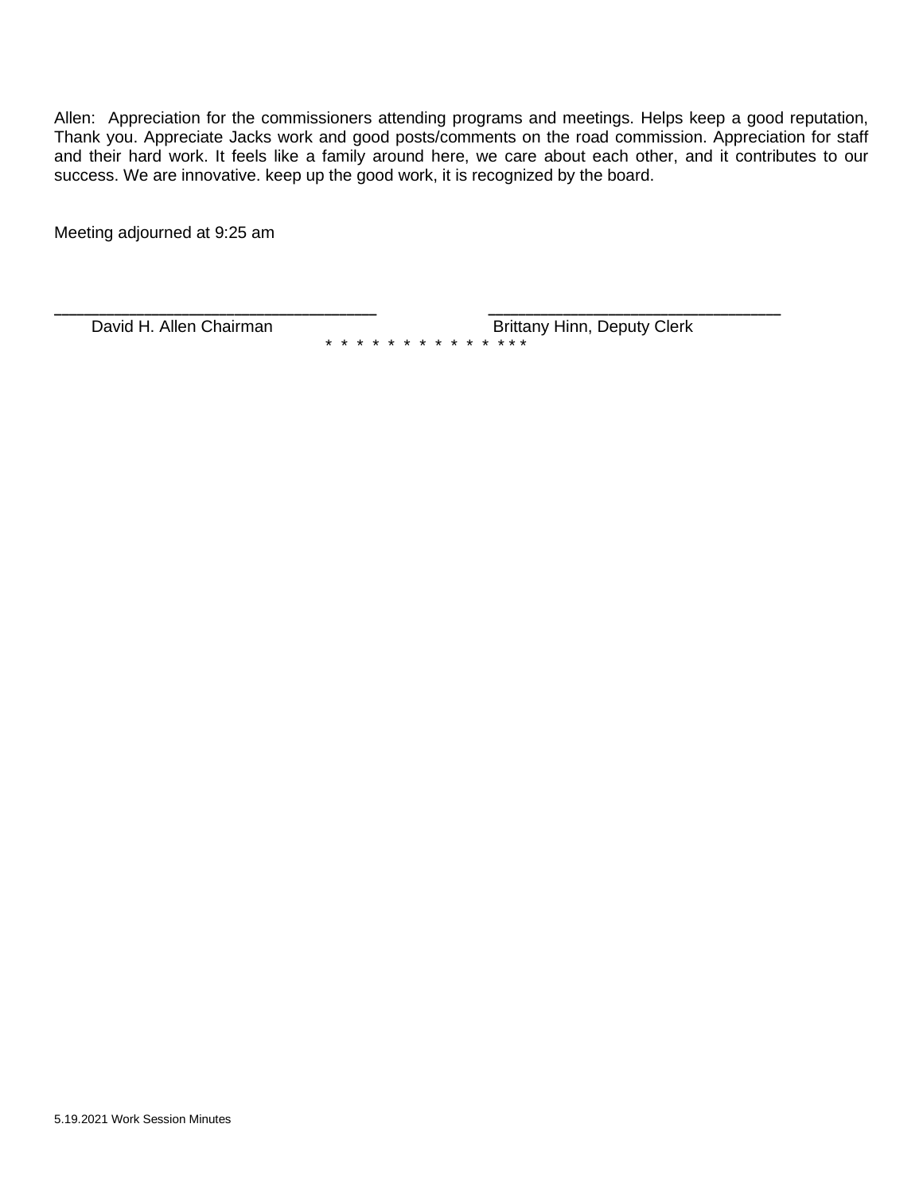Allen: Appreciation for the commissioners attending programs and meetings. Helps keep a good reputation, Thank you. Appreciate Jacks work and good posts/comments on the road commission. Appreciation for staff and their hard work. It feels like a family around here, we care about each other, and it contributes to our success. We are innovative. keep up the good work, it is recognized by the board.

Meeting adjourned at 9:25 am

| | |
|---|---|
| ________________________________ | ________________________________ |
| David H. Allen Chairman | Brittany Hinn, Deputy Clerk |

* * * * * * * * * * * * * * *